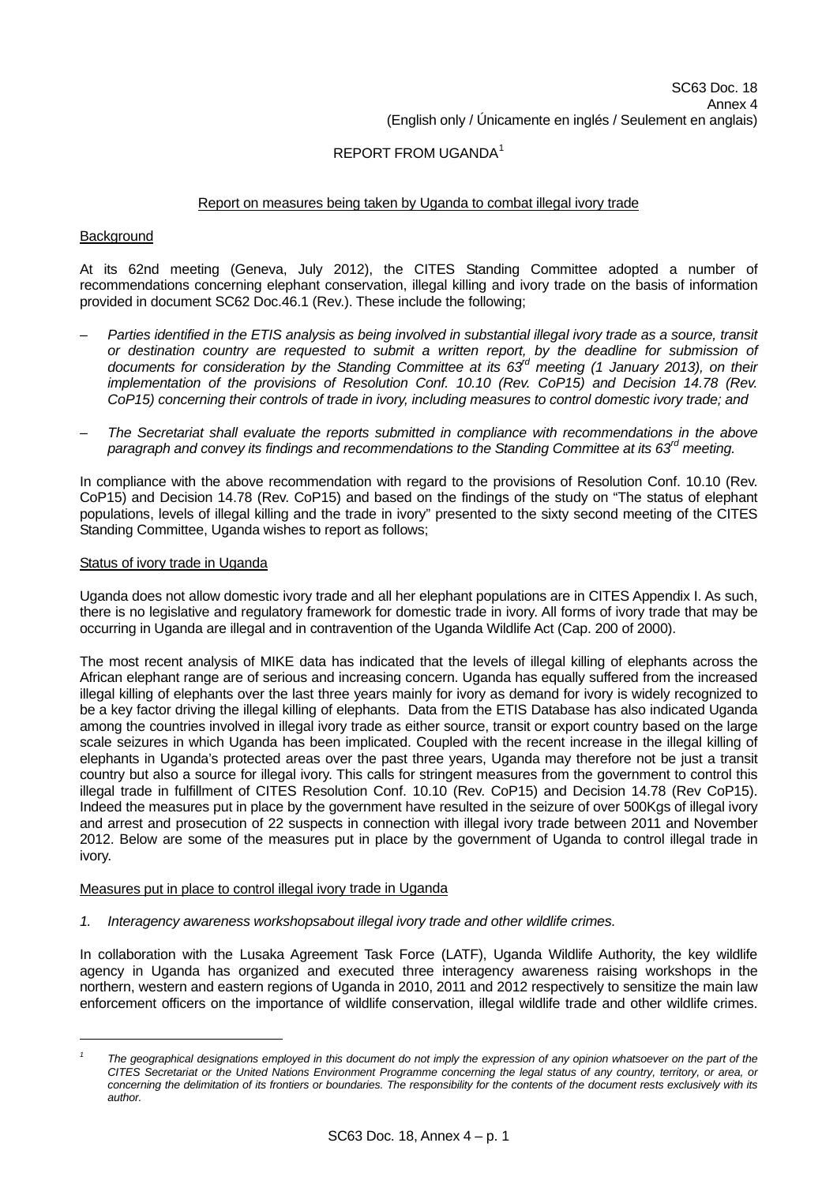SC63 Doc. 18
Annex 4
(English only / Únicamente en inglés / Seulement en anglais)

REPORT FROM UGANDA[1]

Report on measures being taken by Uganda to combat illegal ivory trade

Background

At its 62nd meeting (Geneva, July 2012), the CITES Standing Committee adopted a number of recommendations concerning elephant conservation, illegal killing and ivory trade on the basis of information provided in document SC62 Doc.46.1 (Rev.). These include the following;

– *Parties identified in the ETIS analysis as being involved in substantial illegal ivory trade as a source, transit or destination country are requested to submit a written report, by the deadline for submission of documents for consideration by the Standing Committee at its 63rd meeting (1 January 2013), on their implementation of the provisions of Resolution Conf. 10.10 (Rev. CoP15) and Decision 14.78 (Rev. CoP15) concerning their controls of trade in ivory, including measures to control domestic ivory trade; and*

– *The Secretariat shall evaluate the reports submitted in compliance with recommendations in the above paragraph and convey its findings and recommendations to the Standing Committee at its 63rd meeting.*

In compliance with the above recommendation with regard to the provisions of Resolution Conf. 10.10 (Rev. CoP15) and Decision 14.78 (Rev. CoP15) and based on the findings of the study on "The status of elephant populations, levels of illegal killing and the trade in ivory" presented to the sixty second meeting of the CITES Standing Committee, Uganda wishes to report as follows;

Status of ivory trade in Uganda

Uganda does not allow domestic ivory trade and all her elephant populations are in CITES Appendix I. As such, there is no legislative and regulatory framework for domestic trade in ivory. All forms of ivory trade that may be occurring in Uganda are illegal and in contravention of the Uganda Wildlife Act (Cap. 200 of 2000).

The most recent analysis of MIKE data has indicated that the levels of illegal killing of elephants across the African elephant range are of serious and increasing concern. Uganda has equally suffered from the increased illegal killing of elephants over the last three years mainly for ivory as demand for ivory is widely recognized to be a key factor driving the illegal killing of elephants. Data from the ETIS Database has also indicated Uganda among the countries involved in illegal ivory trade as either source, transit or export country based on the large scale seizures in which Uganda has been implicated. Coupled with the recent increase in the illegal killing of elephants in Uganda's protected areas over the past three years, Uganda may therefore not be just a transit country but also a source for illegal ivory. This calls for stringent measures from the government to control this illegal trade in fulfillment of CITES Resolution Conf. 10.10 (Rev. CoP15) and Decision 14.78 (Rev CoP15). Indeed the measures put in place by the government have resulted in the seizure of over 500Kgs of illegal ivory and arrest and prosecution of 22 suspects in connection with illegal ivory trade between 2011 and November 2012. Below are some of the measures put in place by the government of Uganda to control illegal trade in ivory.

Measures put in place to control illegal ivory trade in Uganda

1. *Interagency awareness workshopsabout illegal ivory trade and other wildlife crimes.*

In collaboration with the Lusaka Agreement Task Force (LATF), Uganda Wildlife Authority, the key wildlife agency in Uganda has organized and executed three interagency awareness raising workshops in the northern, western and eastern regions of Uganda in 2010, 2011 and 2012 respectively to sensitize the main law enforcement officers on the importance of wildlife conservation, illegal wildlife trade and other wildlife crimes.

[1] *The geographical designations employed in this document do not imply the expression of any opinion whatsoever on the part of the CITES Secretariat or the United Nations Environment Programme concerning the legal status of any country, territory, or area, or concerning the delimitation of its frontiers or boundaries. The responsibility for the contents of the document rests exclusively with its author.*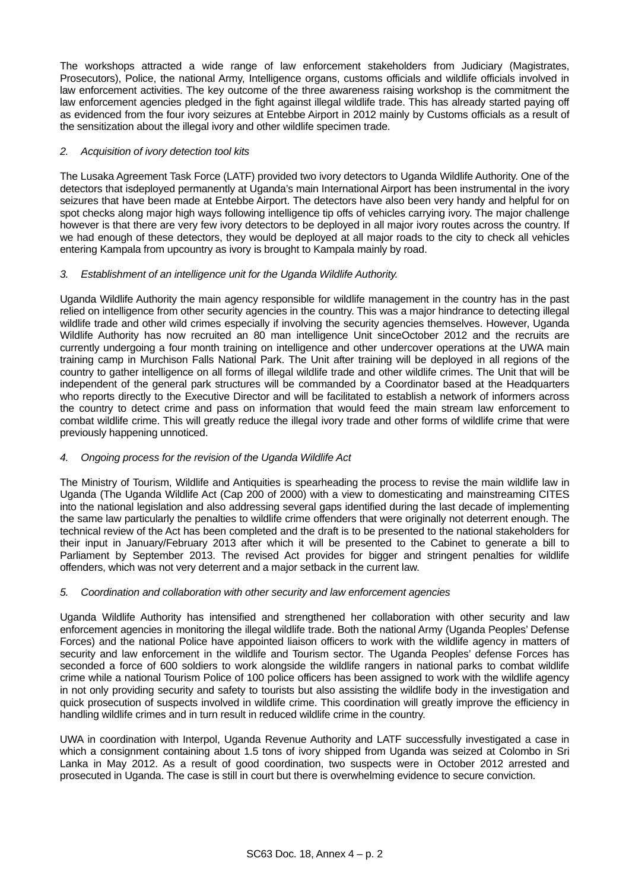The workshops attracted a wide range of law enforcement stakeholders from Judiciary (Magistrates, Prosecutors), Police, the national Army, Intelligence organs, customs officials and wildlife officials involved in law enforcement activities. The key outcome of the three awareness raising workshop is the commitment the law enforcement agencies pledged in the fight against illegal wildlife trade. This has already started paying off as evidenced from the four ivory seizures at Entebbe Airport in 2012 mainly by Customs officials as a result of the sensitization about the illegal ivory and other wildlife specimen trade.

*2. Acquisition of ivory detection tool kits*

The Lusaka Agreement Task Force (LATF) provided two ivory detectors to Uganda Wildlife Authority. One of the detectors that isdeployed permanently at Uganda's main International Airport has been instrumental in the ivory seizures that have been made at Entebbe Airport. The detectors have also been very handy and helpful for on spot checks along major high ways following intelligence tip offs of vehicles carrying ivory. The major challenge however is that there are very few ivory detectors to be deployed in all major ivory routes across the country. If we had enough of these detectors, they would be deployed at all major roads to the city to check all vehicles entering Kampala from upcountry as ivory is brought to Kampala mainly by road.

*3. Establishment of an intelligence unit for the Uganda Wildlife Authority.*

Uganda Wildlife Authority the main agency responsible for wildlife management in the country has in the past relied on intelligence from other security agencies in the country. This was a major hindrance to detecting illegal wildlife trade and other wild crimes especially if involving the security agencies themselves. However, Uganda Wildlife Authority has now recruited an 80 man intelligence Unit sinceOctober 2012 and the recruits are currently undergoing a four month training on intelligence and other undercover operations at the UWA main training camp in Murchison Falls National Park. The Unit after training will be deployed in all regions of the country to gather intelligence on all forms of illegal wildlife trade and other wildlife crimes. The Unit that will be independent of the general park structures will be commanded by a Coordinator based at the Headquarters who reports directly to the Executive Director and will be facilitated to establish a network of informers across the country to detect crime and pass on information that would feed the main stream law enforcement to combat wildlife crime. This will greatly reduce the illegal ivory trade and other forms of wildlife crime that were previously happening unnoticed.

*4. Ongoing process for the revision of the Uganda Wildlife Act*

The Ministry of Tourism, Wildlife and Antiquities is spearheading the process to revise the main wildlife law in Uganda (The Uganda Wildlife Act (Cap 200 of 2000) with a view to domesticating and mainstreaming CITES into the national legislation and also addressing several gaps identified during the last decade of implementing the same law particularly the penalties to wildlife crime offenders that were originally not deterrent enough. The technical review of the Act has been completed and the draft is to be presented to the national stakeholders for their input in January/February 2013 after which it will be presented to the Cabinet to generate a bill to Parliament by September 2013. The revised Act provides for bigger and stringent penalties for wildlife offenders, which was not very deterrent and a major setback in the current law.

*5. Coordination and collaboration with other security and law enforcement agencies*

Uganda Wildlife Authority has intensified and strengthened her collaboration with other security and law enforcement agencies in monitoring the illegal wildlife trade. Both the national Army (Uganda Peoples' Defense Forces) and the national Police have appointed liaison officers to work with the wildlife agency in matters of security and law enforcement in the wildlife and Tourism sector. The Uganda Peoples' defense Forces has seconded a force of 600 soldiers to work alongside the wildlife rangers in national parks to combat wildlife crime while a national Tourism Police of 100 police officers has been assigned to work with the wildlife agency in not only providing security and safety to tourists but also assisting the wildlife body in the investigation and quick prosecution of suspects involved in wildlife crime. This coordination will greatly improve the efficiency in handling wildlife crimes and in turn result in reduced wildlife crime in the country.

UWA in coordination with Interpol, Uganda Revenue Authority and LATF successfully investigated a case in which a consignment containing about 1.5 tons of ivory shipped from Uganda was seized at Colombo in Sri Lanka in May 2012. As a result of good coordination, two suspects were in October 2012 arrested and prosecuted in Uganda. The case is still in court but there is overwhelming evidence to secure conviction.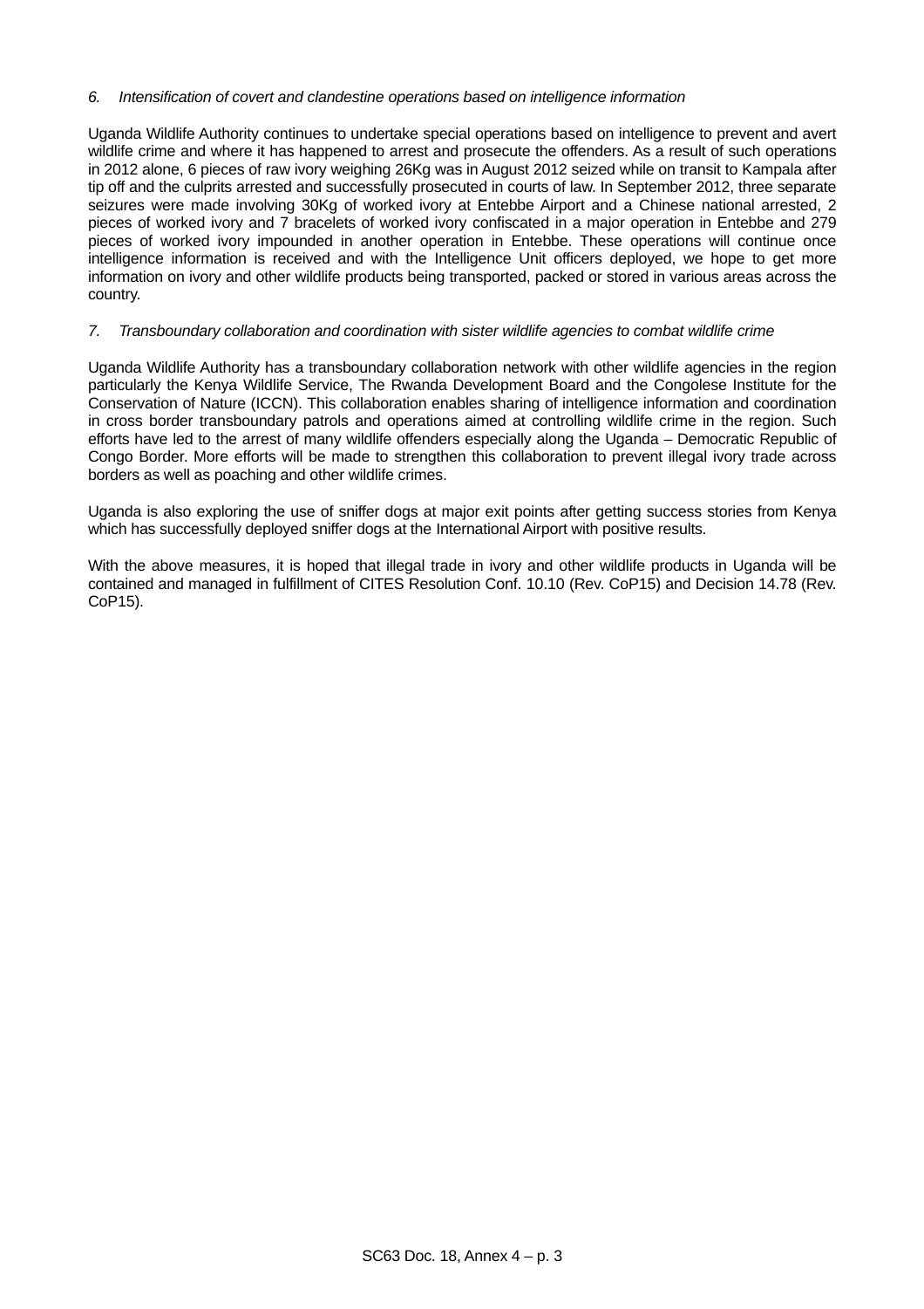*6. Intensification of covert and clandestine operations based on intelligence information*

Uganda Wildlife Authority continues to undertake special operations based on intelligence to prevent and avert wildlife crime and where it has happened to arrest and prosecute the offenders. As a result of such operations in 2012 alone, 6 pieces of raw ivory weighing 26Kg was in August 2012 seized while on transit to Kampala after tip off and the culprits arrested and successfully prosecuted in courts of law. In September 2012, three separate seizures were made involving 30Kg of worked ivory at Entebbe Airport and a Chinese national arrested, 2 pieces of worked ivory and 7 bracelets of worked ivory confiscated in a major operation in Entebbe and 279 pieces of worked ivory impounded in another operation in Entebbe. These operations will continue once intelligence information is received and with the Intelligence Unit officers deployed, we hope to get more information on ivory and other wildlife products being transported, packed or stored in various areas across the country.

*7. Transboundary collaboration and coordination with sister wildlife agencies to combat wildlife crime*

Uganda Wildlife Authority has a transboundary collaboration network with other wildlife agencies in the region particularly the Kenya Wildlife Service, The Rwanda Development Board and the Congolese Institute for the Conservation of Nature (ICCN). This collaboration enables sharing of intelligence information and coordination in cross border transboundary patrols and operations aimed at controlling wildlife crime in the region. Such efforts have led to the arrest of many wildlife offenders especially along the Uganda – Democratic Republic of Congo Border. More efforts will be made to strengthen this collaboration to prevent illegal ivory trade across borders as well as poaching and other wildlife crimes.

Uganda is also exploring the use of sniffer dogs at major exit points after getting success stories from Kenya which has successfully deployed sniffer dogs at the International Airport with positive results.

With the above measures, it is hoped that illegal trade in ivory and other wildlife products in Uganda will be contained and managed in fulfillment of CITES Resolution Conf. 10.10 (Rev. CoP15) and Decision 14.78 (Rev. CoP15).